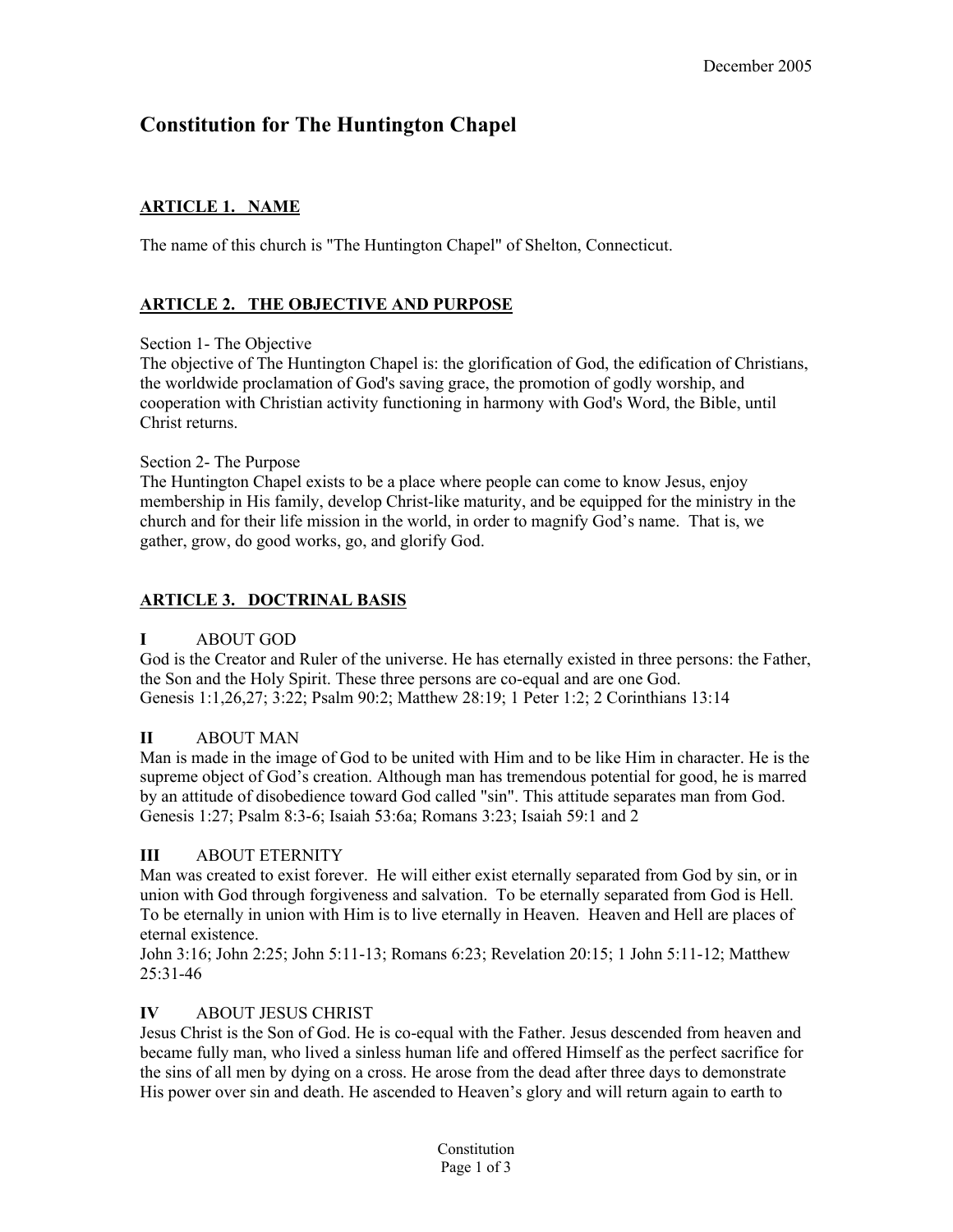December 2005

# Constitution for The Huntington Chapel

## ARTICLE 1. NAME

The name of this church is "The Huntington Chapel" of Shelton, Connecticut.

## ARTICLE 2. THE OBJECTIVE AND PURPOSE

Section 1- The Objective
The objective of The Huntington Chapel is: the glorification of God, the edification of Christians, the worldwide proclamation of God's saving grace, the promotion of godly worship, and cooperation with Christian activity functioning in harmony with God's Word, the Bible, until Christ returns.

Section 2- The Purpose
The Huntington Chapel exists to be a place where people can come to know Jesus, enjoy membership in His family, develop Christ-like maturity, and be equipped for the ministry in the church and for their life mission in the world, in order to magnify God's name. That is, we gather, grow, do good works, go, and glorify God.

## ARTICLE 3. DOCTRINAL BASIS

**I** ABOUT GOD
God is the Creator and Ruler of the universe. He has eternally existed in three persons: the Father, the Son and the Holy Spirit. These three persons are co-equal and are one God.
Genesis 1:1,26,27; 3:22; Psalm 90:2; Matthew 28:19; 1 Peter 1:2; 2 Corinthians 13:14

**II** ABOUT MAN
Man is made in the image of God to be united with Him and to be like Him in character. He is the supreme object of God's creation. Although man has tremendous potential for good, he is marred by an attitude of disobedience toward God called "sin". This attitude separates man from God.
Genesis 1:27; Psalm 8:3-6; Isaiah 53:6a; Romans 3:23; Isaiah 59:1 and 2

**III** ABOUT ETERNITY
Man was created to exist forever. He will either exist eternally separated from God by sin, or in union with God through forgiveness and salvation. To be eternally separated from God is Hell. To be eternally in union with Him is to live eternally in Heaven. Heaven and Hell are places of eternal existence.
John 3:16; John 2:25; John 5:11-13; Romans 6:23; Revelation 20:15; 1 John 5:11-12; Matthew 25:31-46

**IV** ABOUT JESUS CHRIST
Jesus Christ is the Son of God. He is co-equal with the Father. Jesus descended from heaven and became fully man, who lived a sinless human life and offered Himself as the perfect sacrifice for the sins of all men by dying on a cross. He arose from the dead after three days to demonstrate His power over sin and death. He ascended to Heaven's glory and will return again to earth to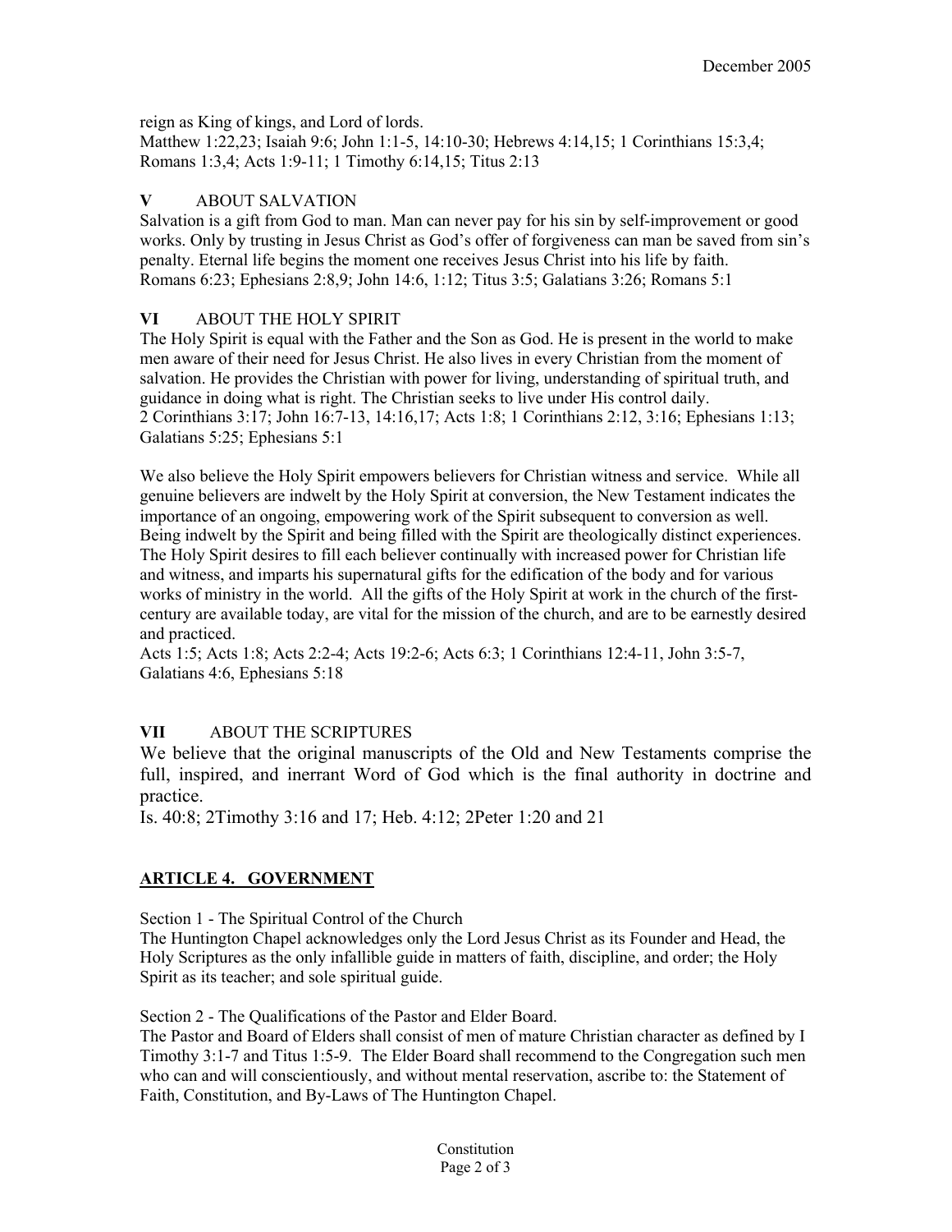reign as King of kings, and Lord of lords.
Matthew 1:22,23; Isaiah 9:6; John 1:1-5, 14:10-30; Hebrews 4:14,15; 1 Corinthians 15:3,4; Romans 1:3,4; Acts 1:9-11; 1 Timothy 6:14,15; Titus 2:13

### V ABOUT SALVATION

Salvation is a gift from God to man. Man can never pay for his sin by self-improvement or good works. Only by trusting in Jesus Christ as God's offer of forgiveness can man be saved from sin's penalty. Eternal life begins the moment one receives Jesus Christ into his life by faith.
Romans 6:23; Ephesians 2:8,9; John 14:6, 1:12; Titus 3:5; Galatians 3:26; Romans 5:1

### VI ABOUT THE HOLY SPIRIT

The Holy Spirit is equal with the Father and the Son as God. He is present in the world to make men aware of their need for Jesus Christ. He also lives in every Christian from the moment of salvation. He provides the Christian with power for living, understanding of spiritual truth, and guidance in doing what is right. The Christian seeks to live under His control daily.
2 Corinthians 3:17; John 16:7-13, 14:16,17; Acts 1:8; 1 Corinthians 2:12, 3:16; Ephesians 1:13; Galatians 5:25; Ephesians 5:1

We also believe the Holy Spirit empowers believers for Christian witness and service. While all genuine believers are indwelt by the Holy Spirit at conversion, the New Testament indicates the importance of an ongoing, empowering work of the Spirit subsequent to conversion as well. Being indwelt by the Spirit and being filled with the Spirit are theologically distinct experiences. The Holy Spirit desires to fill each believer continually with increased power for Christian life and witness, and imparts his supernatural gifts for the edification of the body and for various works of ministry in the world. All the gifts of the Holy Spirit at work in the church of the first-century are available today, are vital for the mission of the church, and are to be earnestly desired and practiced.
Acts 1:5; Acts 1:8; Acts 2:2-4; Acts 19:2-6; Acts 6:3; 1 Corinthians 12:4-11, John 3:5-7, Galatians 4:6, Ephesians 5:18

### VII ABOUT THE SCRIPTURES

We believe that the original manuscripts of the Old and New Testaments comprise the full, inspired, and inerrant Word of God which is the final authority in doctrine and practice.
Is. 40:8; 2Timothy 3:16 and 17; Heb. 4:12; 2Peter 1:20 and 21

## ARTICLE 4. GOVERNMENT

Section 1 - The Spiritual Control of the Church
The Huntington Chapel acknowledges only the Lord Jesus Christ as its Founder and Head, the Holy Scriptures as the only infallible guide in matters of faith, discipline, and order; the Holy Spirit as its teacher; and sole spiritual guide.

Section 2 - The Qualifications of the Pastor and Elder Board.
The Pastor and Board of Elders shall consist of men of mature Christian character as defined by I Timothy 3:1-7 and Titus 1:5-9. The Elder Board shall recommend to the Congregation such men who can and will conscientiously, and without mental reservation, ascribe to: the Statement of Faith, Constitution, and By-Laws of The Huntington Chapel.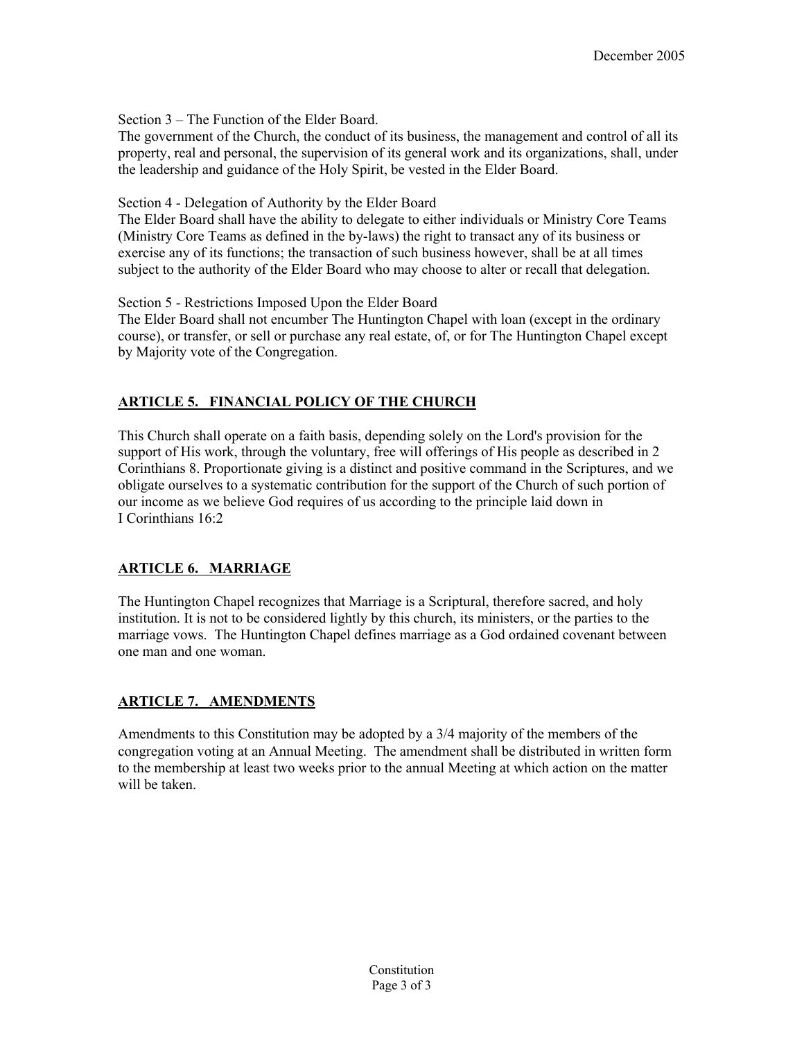Section 3 – The Function of the Elder Board.
The government of the Church, the conduct of its business, the management and control of all its property, real and personal, the supervision of its general work and its organizations, shall, under the leadership and guidance of the Holy Spirit, be vested in the Elder Board.

Section 4 - Delegation of Authority by the Elder Board
The Elder Board shall have the ability to delegate to either individuals or Ministry Core Teams (Ministry Core Teams as defined in the by-laws) the right to transact any of its business or exercise any of its functions; the transaction of such business however, shall be at all times subject to the authority of the Elder Board who may choose to alter or recall that delegation.

Section 5 - Restrictions Imposed Upon the Elder Board
The Elder Board shall not encumber The Huntington Chapel with loan (except in the ordinary course), or transfer, or sell or purchase any real estate, of, or for The Huntington Chapel except by Majority vote of the Congregation.

## ARTICLE 5. FINANCIAL POLICY OF THE CHURCH

This Church shall operate on a faith basis, depending solely on the Lord's provision for the support of His work, through the voluntary, free will offerings of His people as described in 2 Corinthians 8. Proportionate giving is a distinct and positive command in the Scriptures, and we obligate ourselves to a systematic contribution for the support of the Church of such portion of our income as we believe God requires of us according to the principle laid down in I Corinthians 16:2

## ARTICLE 6. MARRIAGE

The Huntington Chapel recognizes that Marriage is a Scriptural, therefore sacred, and holy institution. It is not to be considered lightly by this church, its ministers, or the parties to the marriage vows. The Huntington Chapel defines marriage as a God ordained covenant between one man and one woman.

## ARTICLE 7. AMENDMENTS

Amendments to this Constitution may be adopted by a 3/4 majority of the members of the congregation voting at an Annual Meeting. The amendment shall be distributed in written form to the membership at least two weeks prior to the annual Meeting at which action on the matter will be taken.